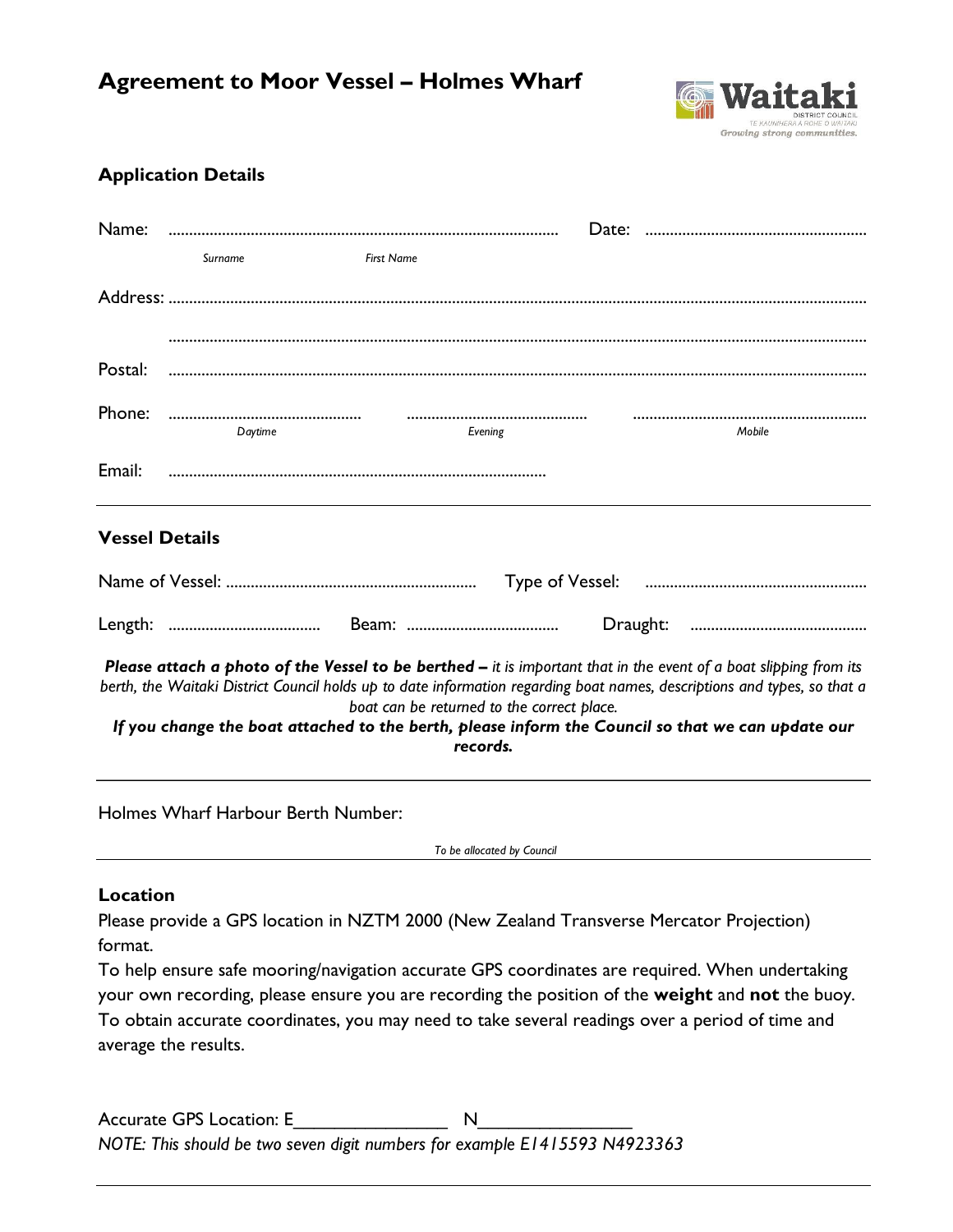# Agreement to Moor Vessel – Holmes Wharf

Waitaki District Council
Te Kaunihera a Rohe o Waitaki
*Growing strong communities.*

## Application Details

Name: ..................................................................................... Date: .....................................................
*Surname* *First Name*

Address: .....................................................................................................................................................

.....................................................................................................................................................

Postal: .....................................................................................................................................................

Phone: .............................................. .......................................... .......................................................
*Daytime* *Evening* *Mobile*

Email: ...........................................................................................

## Vessel Details

Name of Vessel: ............................................................ Type of Vessel: .....................................................

Length: .................................... Beam: .................................... Draught: ..........................................

***Please attach a photo of the Vessel to be berthed –*** *it is important that in the event of a boat slipping from its berth, the Waitaki District Council holds up to date information regarding boat names, descriptions and types, so that a boat can be returned to the correct place.*

***If you change the boat attached to the berth, please inform the Council so that we can update our records.***

Holmes Wharf Harbour Berth Number:

*To be allocated by Council*

## Location

Please provide a GPS location in NZTM 2000 (New Zealand Transverse Mercator Projection) format.

To help ensure safe mooring/navigation accurate GPS coordinates are required. When undertaking your own recording, please ensure you are recording the position of the **weight** and **not** the buoy. To obtain accurate coordinates, you may need to take several readings over a period of time and average the results.

Accurate GPS Location: E________________ N________________

*NOTE: This should be two seven digit numbers for example E1415593 N4923363*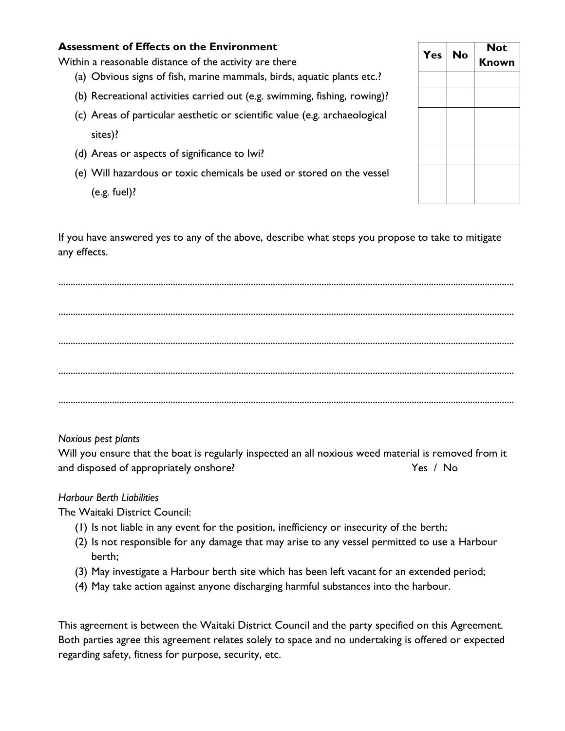**Assessment of Effects on the Environment**

Within a reasonable distance of the activity are there

| | Yes | No | Not Known |
|---|---|---|---|
| (a) Obvious signs of fish, marine mammals, birds, aquatic plants etc.? | | | |
| (b) Recreational activities carried out (e.g. swimming, fishing, rowing)? | | | |
| (c) Areas of particular aesthetic or scientific value (e.g. archaeological sites)? | | | |
| (d) Areas or aspects of significance to Iwi? | | | |
| (e) Will hazardous or toxic chemicals be used or stored on the vessel (e.g. fuel)? | | | |

If you have answered yes to any of the above, describe what steps you propose to take to mitigate any effects.

.......................................................................................................................................................................

.......................................................................................................................................................................

.......................................................................................................................................................................

.......................................................................................................................................................................

.......................................................................................................................................................................

*Noxious pest plants*

Will you ensure that the boat is regularly inspected an all noxious weed material is removed from it and disposed of appropriately onshore? Yes / No

*Harbour Berth Liabilities*

The Waitaki District Council:

1. Is not liable in any event for the position, inefficiency or insecurity of the berth;
2. Is not responsible for any damage that may arise to any vessel permitted to use a Harbour berth;
3. May investigate a Harbour berth site which has been left vacant for an extended period;
4. May take action against anyone discharging harmful substances into the harbour.

This agreement is between the Waitaki District Council and the party specified on this Agreement. Both parties agree this agreement relates solely to space and no undertaking is offered or expected regarding safety, fitness for purpose, security, etc.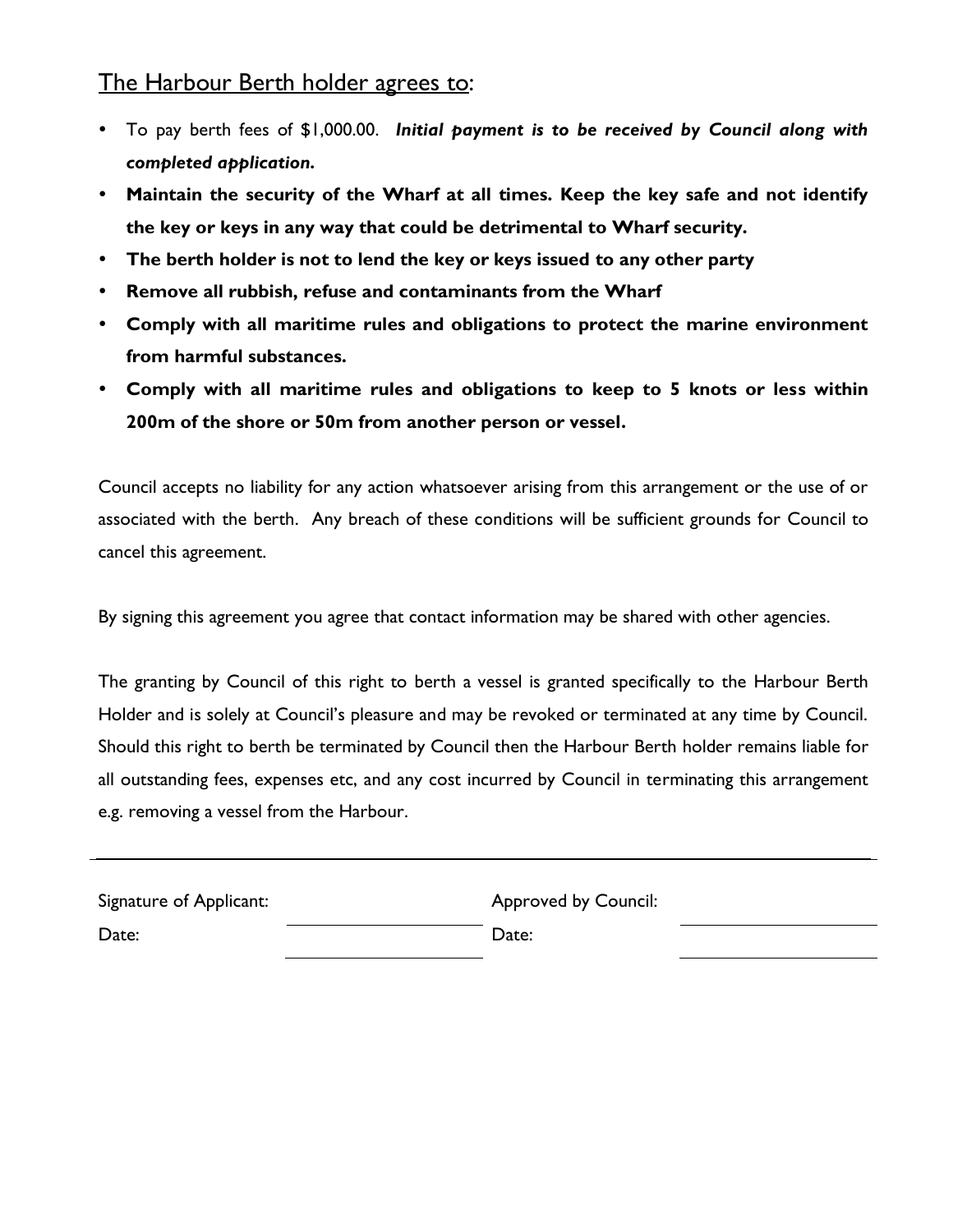## The Harbour Berth holder agrees to:

- To pay berth fees of $1,000.00. ***Initial payment is to be received by Council along with completed application.***
- **Maintain the security of the Wharf at all times. Keep the key safe and not identify the key or keys in any way that could be detrimental to Wharf security.**
- **The berth holder is not to lend the key or keys issued to any other party**
- **Remove all rubbish, refuse and contaminants from the Wharf**
- **Comply with all maritime rules and obligations to protect the marine environment from harmful substances.**
- **Comply with all maritime rules and obligations to keep to 5 knots or less within 200m of the shore or 50m from another person or vessel.**

Council accepts no liability for any action whatsoever arising from this arrangement or the use of or associated with the berth. Any breach of these conditions will be sufficient grounds for Council to cancel this agreement.

By signing this agreement you agree that contact information may be shared with other agencies.

The granting by Council of this right to berth a vessel is granted specifically to the Harbour Berth Holder and is solely at Council's pleasure and may be revoked or terminated at any time by Council. Should this right to berth be terminated by Council then the Harbour Berth holder remains liable for all outstanding fees, expenses etc, and any cost incurred by Council in terminating this arrangement e.g. removing a vessel from the Harbour.

---

| | | | |
|---|---|---|---|
| Signature of Applicant: | | Approved by Council: | |
| Date: | | Date: | |